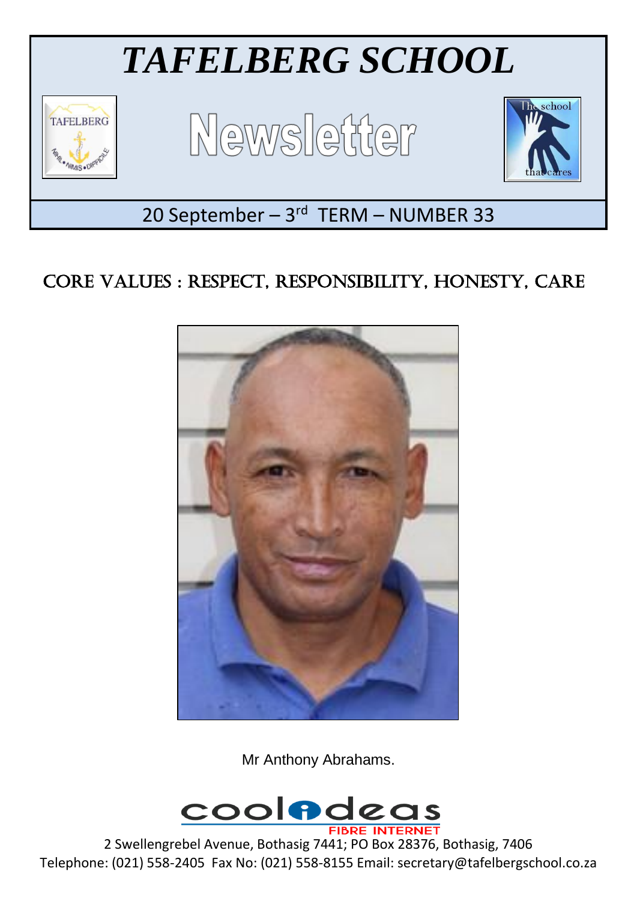# *TAFELBERG SCHOOL*

## Newsletter

20 September – 3rd TERM – NUMBER 33

## CORE VALUES : RESPECT, RESPONSIBILITY, HONESTY, CARE

Mr Anthony Abrahams.

2 Swellengrebel Avenue, Bothasig 7441; PO Box 28376, Bothasig, 7406
Telephone: (021) 558-2405 Fax No: (021) 558-8155 Email: secretary@tafelbergschool.co.za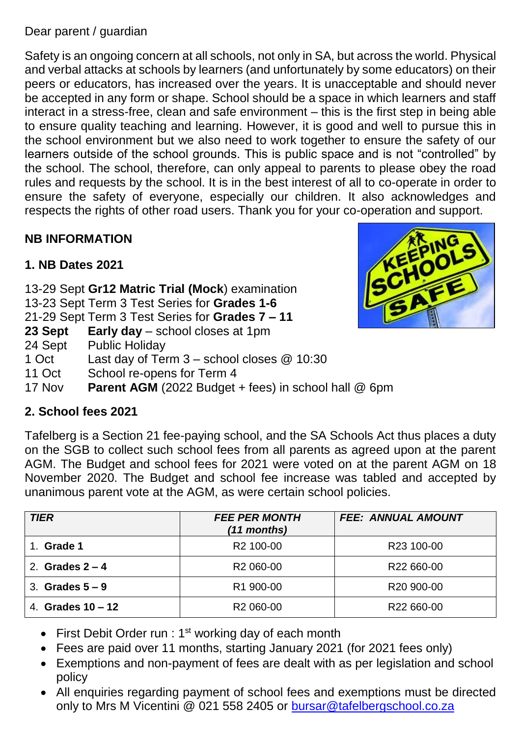Dear parent / guardian

Safety is an ongoing concern at all schools, not only in SA, but across the world. Physical and verbal attacks at schools by learners (and unfortunately by some educators) on their peers or educators, has increased over the years. It is unacceptable and should never be accepted in any form or shape. School should be a space in which learners and staff interact in a stress-free, clean and safe environment – this is the first step in being able to ensure quality teaching and learning. However, it is good and well to pursue this in the school environment but we also need to work together to ensure the safety of our learners outside of the school grounds. This is public space and is not "controlled" by the school. The school, therefore, can only appeal to parents to please obey the road rules and requests by the school. It is in the best interest of all to co-operate in order to ensure the safety of everyone, especially our children. It also acknowledges and respects the rights of other road users. Thank you for your co-operation and support.

**NB INFORMATION**

**1. NB Dates 2021**

13-29 Sept **Gr12 Matric Trial (Mock**) examination
13-23 Sept Term 3 Test Series for **Grades 1-6**
21-29 Sept Term 3 Test Series for **Grades 7 – 11**
**23 Sept** **Early day** – school closes at 1pm
24 Sept Public Holiday
1 Oct Last day of Term 3 – school closes @ 10:30
11 Oct School re-opens for Term 4
17 Nov **Parent AGM** (2022 Budget + fees) in school hall @ 6pm

**2. School fees 2021**

Tafelberg is a Section 21 fee-paying school, and the SA Schools Act thus places a duty on the SGB to collect such school fees from all parents as agreed upon at the parent AGM. The Budget and school fees for 2021 were voted on at the parent AGM on 18 November 2020. The Budget and school fee increase was tabled and accepted by unanimous parent vote at the AGM, as were certain school policies.

| ***TIER*** | ***FEE PER MONTH (11 months)*** | ***FEE: ANNUAL AMOUNT*** |
|---|---|---|
| 1. **Grade 1** | R2 100-00 | R23 100-00 |
| 2. **Grades 2 – 4** | R2 060-00 | R22 660-00 |
| 3. **Grades 5 – 9** | R1 900-00 | R20 900-00 |
| 4. **Grades 10 – 12** | R2 060-00 | R22 660-00 |

- First Debit Order run : 1st working day of each month
- Fees are paid over 11 months, starting January 2021 (for 2021 fees only)
- Exemptions and non-payment of fees are dealt with as per legislation and school policy
- All enquiries regarding payment of school fees and exemptions must be directed only to Mrs M Vicentini @ 021 558 2405 or bursar@tafelbergschool.co.za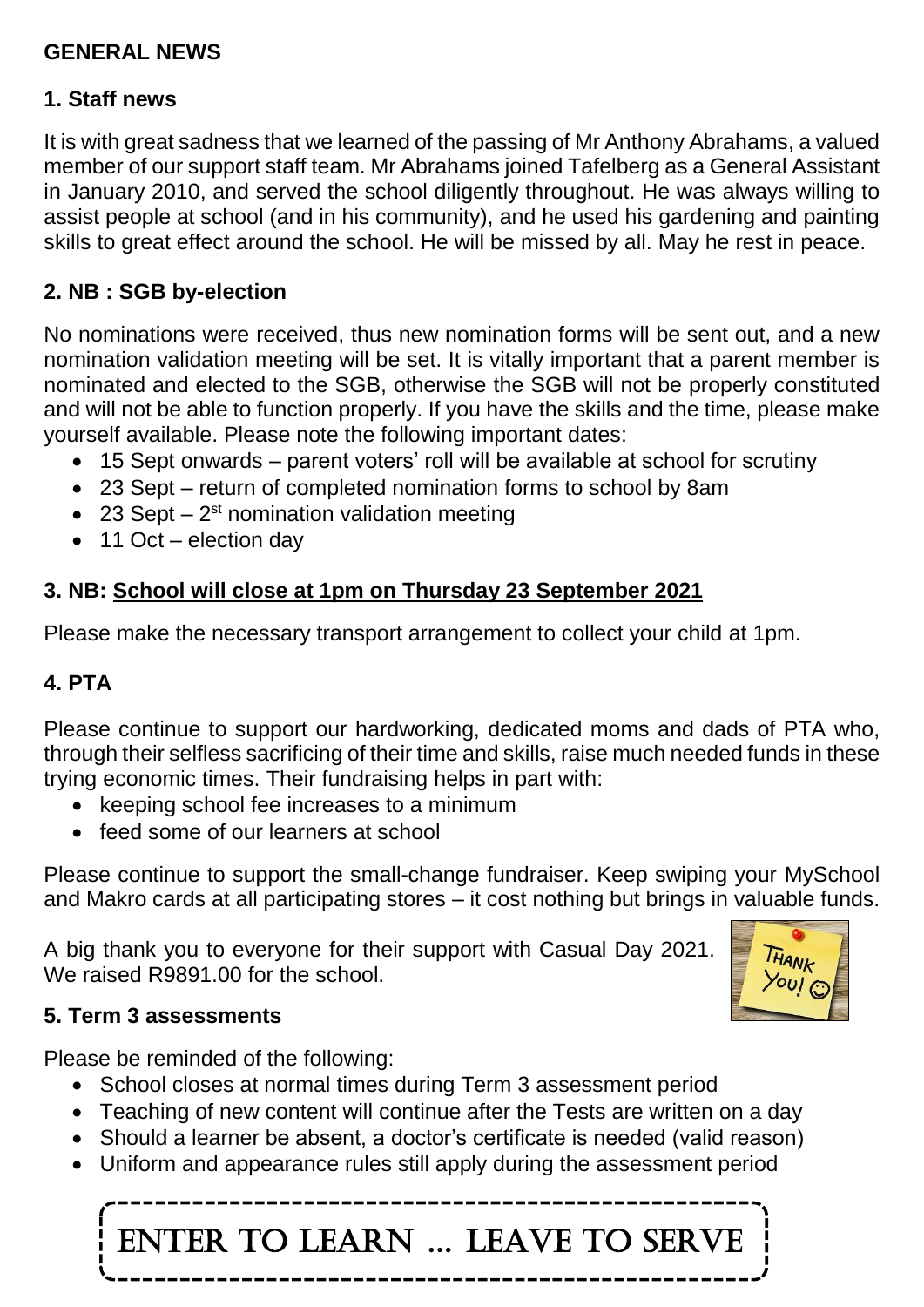## GENERAL NEWS

### 1. Staff news

It is with great sadness that we learned of the passing of Mr Anthony Abrahams, a valued member of our support staff team. Mr Abrahams joined Tafelberg as a General Assistant in January 2010, and served the school diligently throughout. He was always willing to assist people at school (and in his community), and he used his gardening and painting skills to great effect around the school. He will be missed by all. May he rest in peace.

### 2. NB : SGB by-election

No nominations were received, thus new nomination forms will be sent out, and a new nomination validation meeting will be set. It is vitally important that a parent member is nominated and elected to the SGB, otherwise the SGB will not be properly constituted and will not be able to function properly. If you have the skills and the time, please make yourself available. Please note the following important dates:

- 15 Sept onwards – parent voters' roll will be available at school for scrutiny
- 23 Sept – return of completed nomination forms to school by 8am
- 23 Sept – 2nd nomination validation meeting
- 11 Oct – election day

### 3. NB: School will close at 1pm on Thursday 23 September 2021

Please make the necessary transport arrangement to collect your child at 1pm.

### 4. PTA

Please continue to support our hardworking, dedicated moms and dads of PTA who, through their selfless sacrificing of their time and skills, raise much needed funds in these trying economic times. Their fundraising helps in part with:

- keeping school fee increases to a minimum
- feed some of our learners at school

Please continue to support the small-change fundraiser. Keep swiping your MySchool and Makro cards at all participating stores – it cost nothing but brings in valuable funds.

A big thank you to everyone for their support with Casual Day 2021. We raised R9891.00 for the school.

### 5. Term 3 assessments

Please be reminded of the following:

- School closes at normal times during Term 3 assessment period
- Teaching of new content will continue after the Tests are written on a day
- Should a learner be absent, a doctor's certificate is needed (valid reason)
- Uniform and appearance rules still apply during the assessment period

ENTER TO LEARN ... LEAVE TO SERVE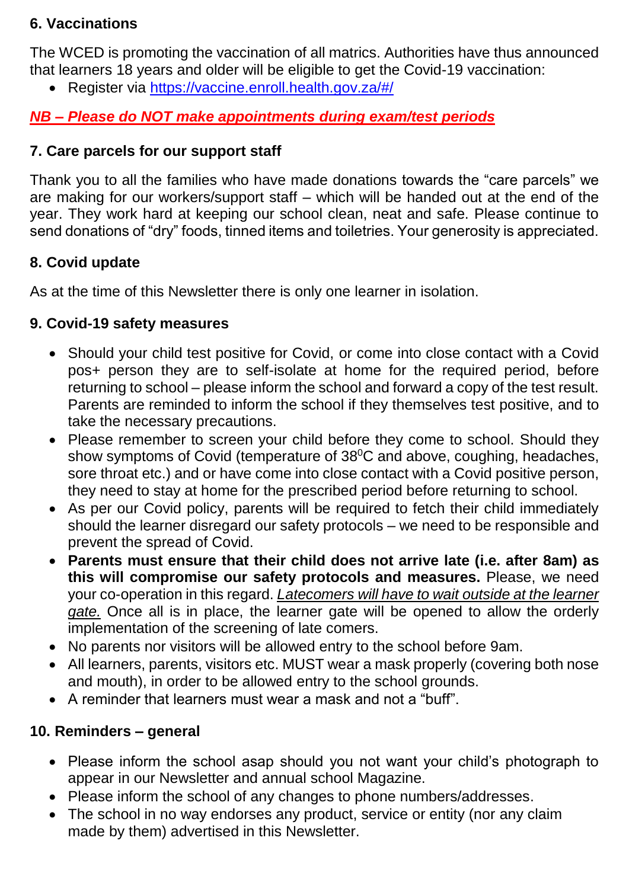## 6. Vaccinations

The WCED is promoting the vaccination of all matrics. Authorities have thus announced that learners 18 years and older will be eligible to get the Covid-19 vaccination:

- Register via [https://vaccine.enroll.health.gov.za/#/](https://vaccine.enroll.health.gov.za/#/)

***NB – Please do NOT make appointments during exam/test periods***

## 7. Care parcels for our support staff

Thank you to all the families who have made donations towards the "care parcels" we are making for our workers/support staff – which will be handed out at the end of the year. They work hard at keeping our school clean, neat and safe. Please continue to send donations of "dry" foods, tinned items and toiletries. Your generosity is appreciated.

## 8. Covid update

As at the time of this Newsletter there is only one learner in isolation.

## 9. Covid-19 safety measures

- Should your child test positive for Covid, or come into close contact with a Covid pos+ person they are to self-isolate at home for the required period, before returning to school – please inform the school and forward a copy of the test result. Parents are reminded to inform the school if they themselves test positive, and to take the necessary precautions.
- Please remember to screen your child before they come to school. Should they show symptoms of Covid (temperature of $38^0$C and above, coughing, headaches, sore throat etc.) and or have come into close contact with a Covid positive person, they need to stay at home for the prescribed period before returning to school.
- As per our Covid policy, parents will be required to fetch their child immediately should the learner disregard our safety protocols – we need to be responsible and prevent the spread of Covid.
- **Parents must ensure that their child does not arrive late (i.e. after 8am) as this will compromise our safety protocols and measures.** Please, we need your co-operation in this regard. *Latecomers will have to wait outside at the learner gate.* Once all is in place, the learner gate will be opened to allow the orderly implementation of the screening of late comers.
- No parents nor visitors will be allowed entry to the school before 9am.
- All learners, parents, visitors etc. MUST wear a mask properly (covering both nose and mouth), in order to be allowed entry to the school grounds.
- A reminder that learners must wear a mask and not a "buff".

## 10. Reminders – general

- Please inform the school asap should you not want your child's photograph to appear in our Newsletter and annual school Magazine.
- Please inform the school of any changes to phone numbers/addresses.
- The school in no way endorses any product, service or entity (nor any claim made by them) advertised in this Newsletter.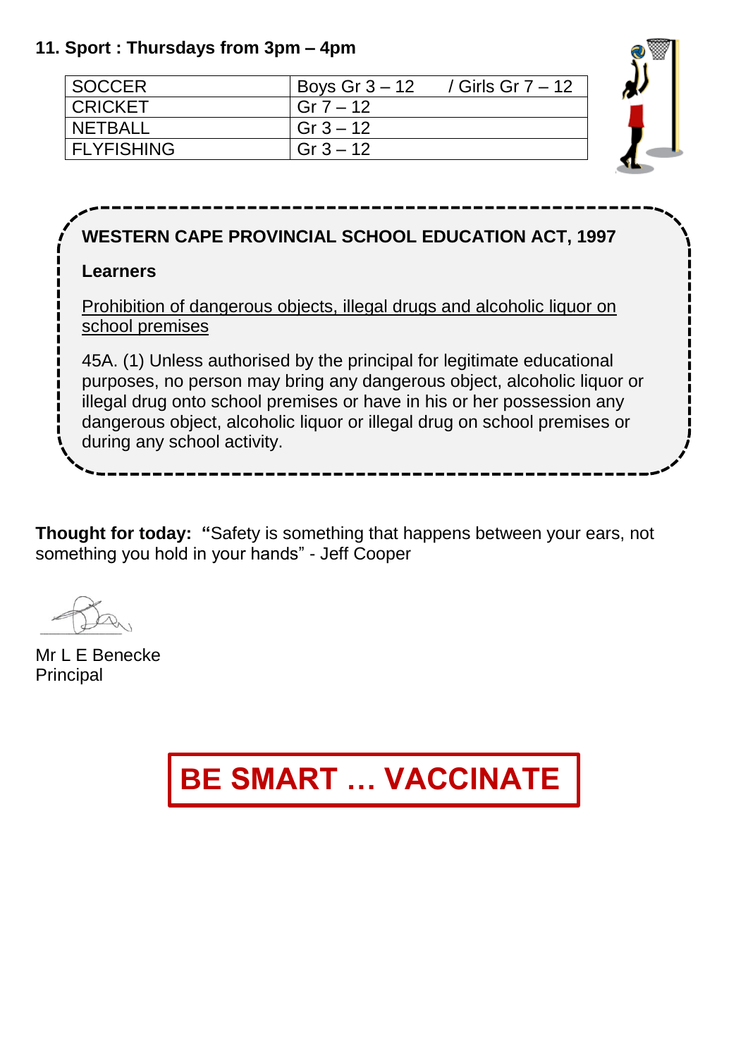**11. Sport : Thursdays from 3pm – 4pm**

| | |
|---|---|
| SOCCER | Boys Gr 3 – 12 / Girls Gr 7 – 12 |
| CRICKET | Gr 7 – 12 |
| NETBALL | Gr 3 – 12 |
| FLYFISHING | Gr 3 – 12 |

**WESTERN CAPE PROVINCIAL SCHOOL EDUCATION ACT, 1997**

**Learners**

Prohibition of dangerous objects, illegal drugs and alcoholic liquor on school premises

45A. (1) Unless authorised by the principal for legitimate educational purposes, no person may bring any dangerous object, alcoholic liquor or illegal drug onto school premises or have in his or her possession any dangerous object, alcoholic liquor or illegal drug on school premises or during any school activity.

**Thought for today:** **"**Safety is something that happens between your ears, not something you hold in your hands" - Jeff Cooper

Mr L E Benecke
Principal

**BE SMART … VACCINATE**